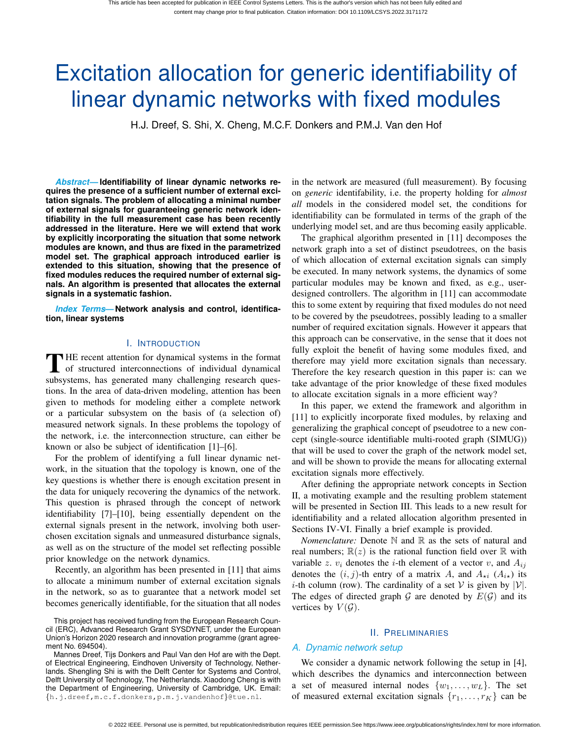# Excitation allocation for generic identifiability of linear dynamic networks with fixed modules

H.J. Dreef, S. Shi, X. Cheng, M.C.F. Donkers and P.M.J. Van den Hof

***Abstract*— Identifiability of linear dynamic networks requires the presence of a sufficient number of external excitation signals. The problem of allocating a minimal number of external signals for guaranteeing generic network identifiability in the full measurement case has been recently addressed in the literature. Here we will extend that work by explicitly incorporating the situation that some network modules are known, and thus are fixed in the parametrized model set. The graphical approach introduced earlier is extended to this situation, showing that the presence of fixed modules reduces the required number of external signals. An algorithm is presented that allocates the external signals in a systematic fashion.**

***Index Terms*— Network analysis and control, identification, linear systems**

## I. Introduction

THE recent attention for dynamical systems in the format of structured interconnections of individual dynamical subsystems, has generated many challenging research questions. In the area of data-driven modeling, attention has been given to methods for modeling either a complete network or a particular subsystem on the basis of (a selection of) measured network signals. In these problems the topology of the network, i.e. the interconnection structure, can either be known or also be subject of identification [1]–[6].

For the problem of identifying a full linear dynamic network, in the situation that the topology is known, one of the key questions is whether there is enough excitation present in the data for uniquely recovering the dynamics of the network. This question is phrased through the concept of network identifiability [7]–[10], being essentially dependent on the external signals present in the network, involving both user-chosen excitation signals and unmeasured disturbance signals, as well as on the structure of the model set reflecting possible prior knowledge on the network dynamics.

Recently, an algorithm has been presented in [11] that aims to allocate a minimum number of external excitation signals in the network, so as to guarantee that a network model set becomes generically identifiable, for the situation that all nodes in the network are measured (full measurement). By focusing on *generic* identifiability, i.e. the property holding for *almost all* models in the considered model set, the conditions for identifiability can be formulated in terms of the graph of the underlying model set, and are thus becoming easily applicable.

The graphical algorithm presented in [11] decomposes the network graph into a set of distinct pseudotrees, on the basis of which allocation of external excitation signals can simply be executed. In many network systems, the dynamics of some particular modules may be known and fixed, as e.g., user-designed controllers. The algorithm in [11] can accommodate this to some extent by requiring that fixed modules do not need to be covered by the pseudotrees, possibly leading to a smaller number of required excitation signals. However it appears that this approach can be conservative, in the sense that it does not fully exploit the benefit of having some modules fixed, and therefore may yield more excitation signals than necessary. Therefore the key research question in this paper is: can we take advantage of the prior knowledge of these fixed modules to allocate excitation signals in a more efficient way?

In this paper, we extend the framework and algorithm in [11] to explicitly incorporate fixed modules, by relaxing and generalizing the graphical concept of pseudotree to a new concept (single-source identifiable multi-rooted graph (SIMUG)) that will be used to cover the graph of the network model set, and will be shown to provide the means for allocating external excitation signals more effectively.

After defining the appropriate network concepts in Section II, a motivating example and the resulting problem statement will be presented in Section III. This leads to a new result for identifiability and a related allocation algorithm presented in Sections IV-VI. Finally a brief example is provided.

*Nomenclature:* Denote $\mathbb{N}$ and $\mathbb{R}$ as the sets of natural and real numbers; $\mathbb{R}(z)$ is the rational function field over $\mathbb{R}$ with variable $z$. $v_i$ denotes the $i$-th element of a vector $v$, and $A_{ij}$ denotes the $(i,j)$-th entry of a matrix $A$, and $A_{\star i}$ ($A_{i\star}$) its $i$-th column (row). The cardinality of a set $\mathcal{V}$ is given by $|\mathcal{V}|$. The edges of directed graph $\mathcal{G}$ are denoted by $E(\mathcal{G})$ and its vertices by $V(\mathcal{G})$.

## II. Preliminaries

### A. Dynamic network setup

We consider a dynamic network following the setup in [4], which describes the dynamics and interconnection between a set of measured internal nodes $\{w_1, \dots, w_L\}$. The set of measured external excitation signals $\{r_1, \dots, r_K\}$ can be

This project has received funding from the European Research Council (ERC), Advanced Research Grant SYSDYNET, under the European Union's Horizon 2020 research and innovation programme (grant agreement No. 694504).

Mannes Dreef, Tijs Donkers and Paul Van den Hof are with the Dept. of Electrical Engineering, Eindhoven University of Technology, Netherlands. Shengling Shi is with the Delft Center for Systems and Control, Delft University of Technology, The Netherlands. Xiaodong Cheng is with the Department of Engineering, University of Cambridge, UK. Email: {h.j.dreef,m.c.f.donkers,p.m.j.vandenhof}@tue.nl.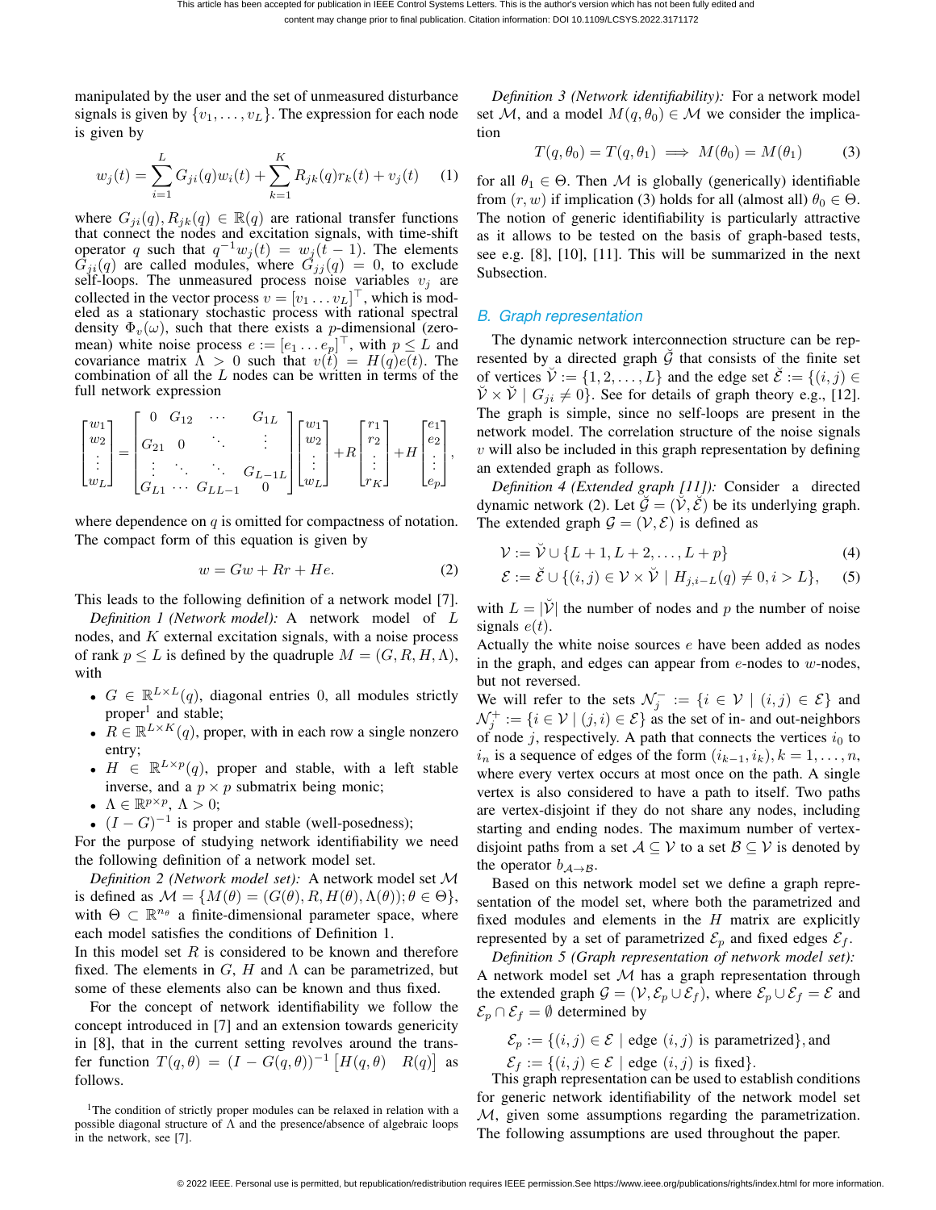manipulated by the user and the set of unmeasured disturbance signals is given by $\{v_1, \dots, v_L\}$. The expression for each node is given by

$$w_j(t) = \sum_{i=1}^{L} G_{ji}(q) w_i(t) + \sum_{k=1}^{K} R_{jk}(q) r_k(t) + v_j(t) \quad (1)$$

where $G_{ji}(q), R_{jk}(q) \in \mathbb{R}(q)$ are rational transfer functions that connect the nodes and excitation signals, with time-shift operator $q$ such that $q^{-1} w_j(t) = w_j(t-1)$. The elements $G_{ji}(q)$ are called modules, where $G_{jj}(q) = 0$, to exclude self-loops. The unmeasured process noise variables $v_j$ are collected in the vector process $v = [v_1 \dots v_L]^\top$, which is modeled as a stationary stochastic process with rational spectral density $\Phi_v(\omega)$, such that there exists a $p$-dimensional (zero-mean) white noise process $e := [e_1 \dots e_p]^\top$, with $p \leq L$ and covariance matrix $\Lambda > 0$ such that $v(t) = H(q)e(t)$. The combination of all the $L$ nodes can be written in terms of the full network expression

$$\begin{bmatrix} w_1 \\ w_2 \\ \vdots \\ w_L \end{bmatrix} = \begin{bmatrix} 0 & G_{12} & \cdots & G_{1L} \\ G_{21} & 0 & \ddots & \vdots \\ \vdots & \ddots & \ddots & G_{L-1L} \\ G_{L1} & \cdots & G_{LL-1} & 0 \end{bmatrix} \begin{bmatrix} w_1 \\ w_2 \\ \vdots \\ w_L \end{bmatrix} + R \begin{bmatrix} r_1 \\ r_2 \\ \vdots \\ r_K \end{bmatrix} + H \begin{bmatrix} e_1 \\ e_2 \\ \vdots \\ e_p \end{bmatrix},$$

where dependence on $q$ is omitted for compactness of notation. The compact form of this equation is given by

$$w = Gw + Rr + He. \quad (2)$$

This leads to the following definition of a network model [7].

*Definition 1 (Network model):* A network model of $L$ nodes, and $K$ external excitation signals, with a noise process of rank $p \leq L$ is defined by the quadruple $M = (G, R, H, \Lambda)$, with

- $G \in \mathbb{R}^{L \times L}(q)$, diagonal entries 0, all modules strictly proper[1] and stable;
- $R \in \mathbb{R}^{L \times K}(q)$, proper, with in each row a single nonzero entry;
- $H \in \mathbb{R}^{L \times p}(q)$, proper and stable, with a left stable inverse, and a $p \times p$ submatrix being monic;
- $\Lambda \in \mathbb{R}^{p \times p}$, $\Lambda > 0$;
- $(I - G)^{-1}$ is proper and stable (well-posedness);

For the purpose of studying network identifiability we need the following definition of a network model set.

*Definition 2 (Network model set):* A network model set $\mathcal{M}$ is defined as $\mathcal{M} = \{M(\theta) = (G(\theta), R, H(\theta), \Lambda(\theta)); \theta \in \Theta\}$, with $\Theta \subset \mathbb{R}^{n_\theta}$ a finite-dimensional parameter space, where each model satisfies the conditions of Definition 1.

In this model set $R$ is considered to be known and therefore fixed. The elements in $G$, $H$ and $\Lambda$ can be parametrized, but some of these elements also can be known and thus fixed.

For the concept of network identifiability we follow the concept introduced in [7] and an extension towards genericity in [8], that in the current setting revolves around the transfer function $T(q, \theta) = (I - G(q, \theta))^{-1} \begin{bmatrix} H(q, \theta) & R(q) \end{bmatrix}$ as follows.

[1]The condition of strictly proper modules can be relaxed in relation with a possible diagonal structure of $\Lambda$ and the presence/absence of algebraic loops in the network, see [7].

*Definition 3 (Network identifiability):* For a network model set $\mathcal{M}$, and a model $M(q, \theta_0) \in \mathcal{M}$ we consider the implication

$$T(q, \theta_0) = T(q, \theta_1) \implies M(\theta_0) = M(\theta_1) \quad (3)$$

for all $\theta_1 \in \Theta$. Then $\mathcal{M}$ is globally (generically) identifiable from $(r, w)$ if implication (3) holds for all (almost all) $\theta_0 \in \Theta$. The notion of generic identifiability is particularly attractive as it allows to be tested on the basis of graph-based tests, see e.g. [8], [10], [11]. This will be summarized in the next Subsection.

## B. Graph representation

The dynamic network interconnection structure can be represented by a directed graph $\breve{\mathcal{G}}$ that consists of the finite set of vertices $\breve{\mathcal{V}} := \{1, 2, \dots, L\}$ and the edge set $\breve{\mathcal{E}} := \{(i, j) \in \breve{\mathcal{V}} \times \breve{\mathcal{V}} \mid G_{ji} \neq 0\}$. See for details of graph theory e.g., [12]. The graph is simple, since no self-loops are present in the network model. The correlation structure of the noise signals $v$ will also be included in this graph representation by defining an extended graph as follows.

*Definition 4 (Extended graph [11]):* Consider a directed dynamic network (2). Let $\breve{\mathcal{G}} = (\breve{\mathcal{V}}, \breve{\mathcal{E}})$ be its underlying graph. The extended graph $\mathcal{G} = (\mathcal{V}, \mathcal{E})$ is defined as

$$\mathcal{V} := \breve{\mathcal{V}} \cup \{L+1, L+2, \dots, L+p\} \quad (4)$$

$$\mathcal{E} := \breve{\mathcal{E}} \cup \{(i, j) \in \mathcal{V} \times \breve{\mathcal{V}} \mid H_{j,i-L}(q) \neq 0, i > L\}, \quad (5)$$

with $L = |\breve{\mathcal{V}}|$ the number of nodes and $p$ the number of noise signals $e(t)$.

Actually the white noise sources $e$ have been added as nodes in the graph, and edges can appear from $e$-nodes to $w$-nodes, but not reversed.

We will refer to the sets $\mathcal{N}_j^- := \{i \in \mathcal{V} \mid (i, j) \in \mathcal{E}\}$ and $\mathcal{N}_j^+ := \{i \in \mathcal{V} \mid (j, i) \in \mathcal{E}\}$ as the set of in- and out-neighbors of node $j$, respectively. A path that connects the vertices $i_0$ to $i_n$ is a sequence of edges of the form $(i_{k-1}, i_k), k = 1, \dots, n$, where every vertex occurs at most once on the path. A single vertex is also considered to have a path to itself. Two paths are vertex-disjoint if they do not share any nodes, including starting and ending nodes. The maximum number of vertex-disjoint paths from a set $\mathcal{A} \subseteq \mathcal{V}$ to a set $\mathcal{B} \subseteq \mathcal{V}$ is denoted by the operator $b_{\mathcal{A} \to \mathcal{B}}$.

Based on this network model set we define a graph representation of the model set, where both the parametrized and fixed modules and elements in the $H$ matrix are explicitly represented by a set of parametrized $\mathcal{E}_p$ and fixed edges $\mathcal{E}_f$.

*Definition 5 (Graph representation of network model set):* A network model set $\mathcal{M}$ has a graph representation through the extended graph $\mathcal{G} = (\mathcal{V}, \mathcal{E}_p \cup \mathcal{E}_f)$, where $\mathcal{E}_p \cup \mathcal{E}_f = \mathcal{E}$ and $\mathcal{E}_p \cap \mathcal{E}_f = \emptyset$ determined by

$$\mathcal{E}_p := \{(i, j) \in \mathcal{E} \mid \text{edge } (i, j) \text{ is parametrized}\}, \text{and}$$

$$\mathcal{E}_f := \{(i, j) \in \mathcal{E} \mid \text{edge } (i, j) \text{ is fixed}\}.$$

This graph representation can be used to establish conditions for generic network identifiability of the network model set $\mathcal{M}$, given some assumptions regarding the parametrization. The following assumptions are used throughout the paper.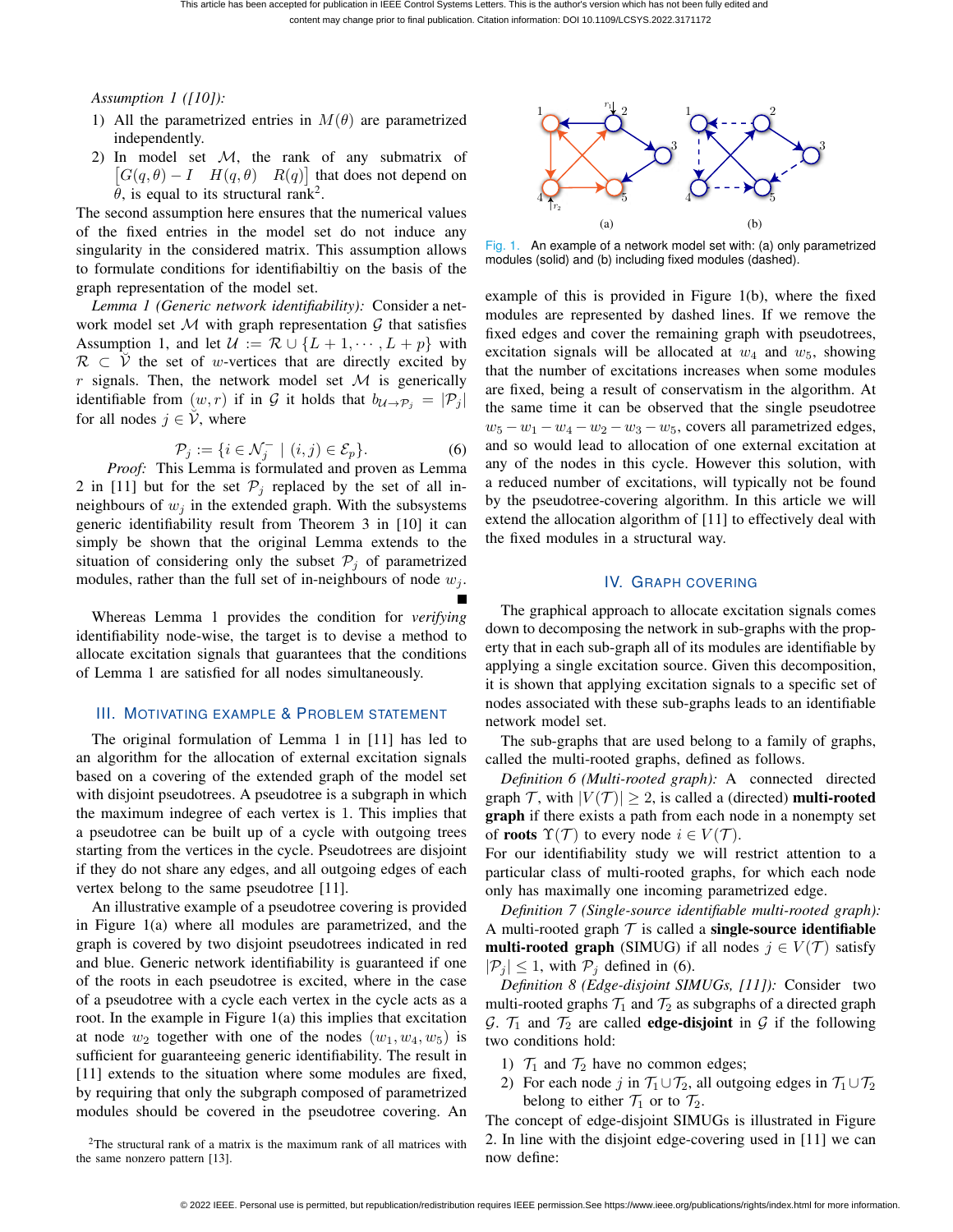*Assumption 1 ([10]):*

1) All the parametrized entries in $M(\theta)$ are parametrized independently.
2) In model set $\mathcal{M}$, the rank of any submatrix of $\begin{bmatrix} G(q,\theta) - I & H(q,\theta) & R(q) \end{bmatrix}$ that does not depend on $\theta$, is equal to its structural rank[2].

The second assumption here ensures that the numerical values of the fixed entries in the model set do not induce any singularity in the considered matrix. This assumption allows to formulate conditions for identifiabiltiy on the basis of the graph representation of the model set.

*Lemma 1 (Generic network identifiability):* Consider a network model set $\mathcal{M}$ with graph representation $\mathcal{G}$ that satisfies Assumption 1, and let $\mathcal{U} := \mathcal{R} \cup \{L+1, \cdots, L+p\}$ with $\mathcal{R} \subset \check{\mathcal{V}}$ the set of $w$-vertices that are directly excited by $r$ signals. Then, the network model set $\mathcal{M}$ is generically identifiable from $(w, r)$ if in $\mathcal{G}$ it holds that $b_{\mathcal{U} \to \mathcal{P}_j} = |\mathcal{P}_j|$ for all nodes $j \in \check{\mathcal{V}}$, where

$$\mathcal{P}_j := \{i \in \mathcal{N}_j^- \mid (i,j) \in \mathcal{E}_p\}. \tag{6}$$

*Proof:* This Lemma is formulated and proven as Lemma 2 in [11] but for the set $\mathcal{P}_j$ replaced by the set of all in-neighbours of $w_j$ in the extended graph. With the subsystems generic identifiability result from Theorem 3 in [10] it can simply be shown that the original Lemma extends to the situation of considering only the subset $\mathcal{P}_j$ of parametrized modules, rather than the full set of in-neighbours of node $w_j$. ∎

Whereas Lemma 1 provides the condition for *verifying* identifiability node-wise, the target is to devise a method to allocate excitation signals that guarantees that the conditions of Lemma 1 are satisfied for all nodes simultaneously.

## III. Motivating Example & Problem Statement

The original formulation of Lemma 1 in [11] has led to an algorithm for the allocation of external excitation signals based on a covering of the extended graph of the model set with disjoint pseudotrees. A pseudotree is a subgraph in which the maximum indegree of each vertex is 1. This implies that a pseudotree can be built up of a cycle with outgoing trees starting from the vertices in the cycle. Pseudotrees are disjoint if they do not share any edges, and all outgoing edges of each vertex belong to the same pseudotree [11].

An illustrative example of a pseudotree covering is provided in Figure 1(a) where all modules are parametrized, and the graph is covered by two disjoint pseudotrees indicated in red and blue. Generic network identifiability is guaranteed if one of the roots in each pseudotree is excited, where in the case of a pseudotree with a cycle each vertex in the cycle acts as a root. In the example in Figure 1(a) this implies that excitation at node $w_2$ together with one of the nodes $(w_1, w_4, w_5)$ is sufficient for guaranteeing generic identifiability. The result in [11] extends to the situation where some modules are fixed, by requiring that only the subgraph composed of parametrized modules should be covered in the pseudotree covering. An example of this is provided in Figure 1(b), where the fixed modules are represented by dashed lines. If we remove the fixed edges and cover the remaining graph with pseudotrees, excitation signals will be allocated at $w_4$ and $w_5$, showing that the number of excitations increases when some modules are fixed, being a result of conservatism in the algorithm. At the same time it can be observed that the single pseudotree $w_5 - w_1 - w_4 - w_2 - w_3 - w_5$, covers all parametrized edges, and so would lead to allocation of one external excitation at any of the nodes in this cycle. However this solution, with a reduced number of excitations, will typically not be found by the pseudotree-covering algorithm. In this article we will extend the allocation algorithm of [11] to effectively deal with the fixed modules in a structural way.

Fig. 1. An example of a network model set with: (a) only parametrized modules (solid) and (b) including fixed modules (dashed).

## IV. Graph Covering

The graphical approach to allocate excitation signals comes down to decomposing the network in sub-graphs with the property that in each sub-graph all of its modules are identifiable by applying a single excitation source. Given this decomposition, it is shown that applying excitation signals to a specific set of nodes associated with these sub-graphs leads to an identifiable network model set.

The sub-graphs that are used belong to a family of graphs, called the multi-rooted graphs, defined as follows.

*Definition 6 (Multi-rooted graph):* A connected directed graph $\mathcal{T}$, with $|V(\mathcal{T})| \geq 2$, is called a (directed) **multi-rooted graph** if there exists a path from each node in a nonempty set of **roots** $\Upsilon(\mathcal{T})$ to every node $i \in V(\mathcal{T})$.

For our identifiability study we will restrict attention to a particular class of multi-rooted graphs, for which each node only has maximally one incoming parametrized edge.

*Definition 7 (Single-source identifiable multi-rooted graph):* A multi-rooted graph $\mathcal{T}$ is called a **single-source identifiable multi-rooted graph** (SIMUG) if all nodes $j \in V(\mathcal{T})$ satisfy $|\mathcal{P}_j| \leq 1$, with $\mathcal{P}_j$ defined in (6).

*Definition 8 (Edge-disjoint SIMUGs, [11]):* Consider two multi-rooted graphs $\mathcal{T}_1$ and $\mathcal{T}_2$ as subgraphs of a directed graph $\mathcal{G}$. $\mathcal{T}_1$ and $\mathcal{T}_2$ are called **edge-disjoint** in $\mathcal{G}$ if the following two conditions hold:

1) $\mathcal{T}_1$ and $\mathcal{T}_2$ have no common edges;
2) For each node $j$ in $\mathcal{T}_1 \cup \mathcal{T}_2$, all outgoing edges in $\mathcal{T}_1 \cup \mathcal{T}_2$ belong to either $\mathcal{T}_1$ or to $\mathcal{T}_2$.

The concept of edge-disjoint SIMUGs is illustrated in Figure 2. In line with the disjoint edge-covering used in [11] we can now define:

[2] The structural rank of a matrix is the maximum rank of all matrices with the same nonzero pattern [13].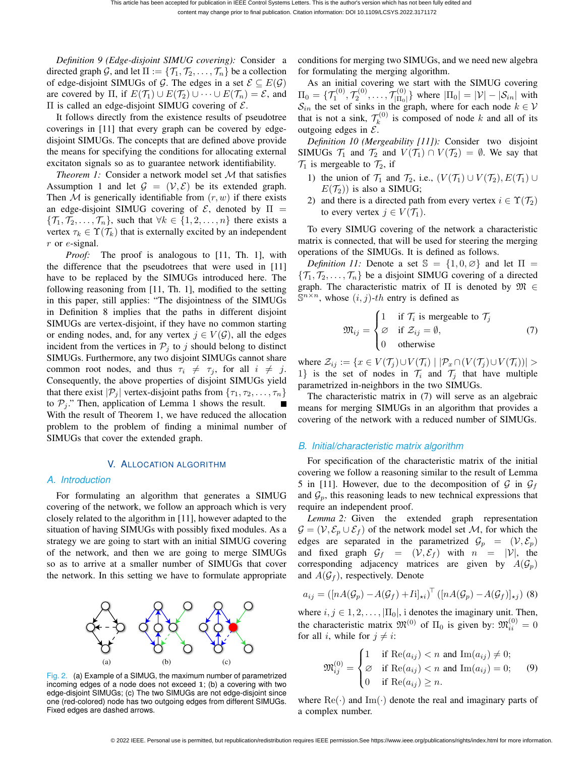*Definition 9 (Edge-disjoint SIMUG covering):* Consider a directed graph $\mathcal{G}$, and let $\Pi := \{\mathcal{T}_1, \mathcal{T}_2, \ldots, \mathcal{T}_n\}$ be a collection of edge-disjoint SIMUGs of $\mathcal{G}$. The edges in a set $\mathcal{E} \subseteq E(\mathcal{G})$ are covered by $\Pi$, if $E(\mathcal{T}_1) \cup E(\mathcal{T}_2) \cup \cdots \cup E(\mathcal{T}_n) = \mathcal{E}$, and $\Pi$ is called an edge-disjoint SIMUG covering of $\mathcal{E}$.

It follows directly from the existence results of pseudotree coverings in [11] that every graph can be covered by edge-disjoint SIMUGs. The concepts that are defined above provide the means for specifying the conditions for allocating external excitaton signals so as to guarantee network identifiability.

*Theorem 1:* Consider a network model set $\mathcal{M}$ that satisfies Assumption 1 and let $\mathcal{G} = (\mathcal{V}, \mathcal{E})$ be its extended graph. Then $\mathcal{M}$ is generically identifiable from $(r, w)$ if there exists an edge-disjoint SIMUG covering of $\mathcal{E}$, denoted by $\Pi = \{\mathcal{T}_1, \mathcal{T}_2, \ldots, \mathcal{T}_n\}$, such that $\forall k \in \{1, 2, \ldots, n\}$ there exists a vertex $\tau_k \in \Upsilon(\mathcal{T}_k)$ that is externally excited by an independent $r$ or $e$-signal.

*Proof:* The proof is analogous to [11, Th. 1], with the difference that the pseudotrees that were used in [11] have to be replaced by the SIMUGs introduced here. The following reasoning from [11, Th. 1], modified to the setting in this paper, still applies: "The disjointness of the SIMUGs in Definition 8 implies that the paths in different disjoint SIMUGs are vertex-disjoint, if they have no common starting or ending nodes, and, for any vertex $j \in V(\mathcal{G})$, all the edges incident from the vertices in $\mathcal{P}_j$ to $j$ should belong to distinct SIMUGs. Furthermore, any two disjoint SIMUGs cannot share common root nodes, and thus $\tau_i \neq \tau_j$, for all $i \neq j$. Consequently, the above properties of disjoint SIMUGs yield that there exist $|\mathcal{P}_j|$ vertex-disjoint paths from $\{\tau_1, \tau_2, \ldots, \tau_n\}$ to $\mathcal{P}_j$." Then, application of Lemma 1 shows the result. ■

With the result of Theorem 1, we have reduced the allocation problem to the problem of finding a minimal number of SIMUGs that cover the extended graph.

## V. Allocation Algorithm

### A. Introduction

For formulating an algorithm that generates a SIMUG covering of the network, we follow an approach which is very closely related to the algorithm in [11], however adapted to the situation of having SIMUGs with possibly fixed modules. As a strategy we are going to start with an initial SIMUG covering of the network, and then we are going to merge SIMUGs so as to arrive at a smaller number of SIMUGs that cover the network. In this setting we have to formulate appropriate conditions for merging two SIMUGs, and we need new algebra for formulating the merging algorithm.

(a) (b) (c)

Fig. 2. (a) Example of a SIMUG, the maximum number of parametrized incoming edges of a node does not exceed 1; (b) a covering with two edge-disjoint SIMUGs; (c) The two SIMUGs are not edge-disjoint since one (red-colored) node has two outgoing edges from different SIMUGs. Fixed edges are dashed arrows.

As an initial covering we start with the SIMUG covering $\Pi_0 = \{\mathcal{T}_1^{(0)}, \mathcal{T}_2^{(0)}, \ldots, \mathcal{T}_{|\Pi_0|}^{(0)}\}$ where $|\Pi_0| = |\mathcal{V}| - |\mathcal{S}_{in}|$ with $\mathcal{S}_{in}$ the set of sinks in the graph, where for each node $k \in \mathcal{V}$ that is not a sink, $\mathcal{T}_k^{(0)}$ is composed of node $k$ and all of its outgoing edges in $\mathcal{E}$.

*Definition 10 (Mergeability [11]):* Consider two disjoint SIMUGs $\mathcal{T}_1$ and $\mathcal{T}_2$ and $V(\mathcal{T}_1) \cap V(\mathcal{T}_2) = \emptyset$. We say that $\mathcal{T}_1$ is mergeable to $\mathcal{T}_2$, if

1) the union of $\mathcal{T}_1$ and $\mathcal{T}_2$, i.e., $(V(\mathcal{T}_1) \cup V(\mathcal{T}_2), E(\mathcal{T}_1) \cup E(\mathcal{T}_2))$ is also a SIMUG;
2) and there is a directed path from every vertex $i \in \Upsilon(\mathcal{T}_2)$ to every vertex $j \in V(\mathcal{T}_1)$.

To every SIMUG covering of the network a characteristic matrix is connected, that will be used for steering the merging operations of the SIMUGs. It is defined as follows.

*Definition 11:* Denote a set $\mathbb{S} = \{1, 0, \varnothing\}$ and let $\Pi = \{\mathcal{T}_1, \mathcal{T}_2, \ldots, \mathcal{T}_n\}$ be a disjoint SIMUG covering of a directed graph. The characteristic matrix of $\Pi$ is denoted by $\mathfrak{M} \in \mathbb{S}^{n \times n}$, whose $(i,j)$-*th* entry is defined as

$$\mathfrak{M}_{ij} = \begin{cases} 1 & \text{if } \mathcal{T}_i \text{ is mergeable to } \mathcal{T}_j \\ \varnothing & \text{if } \mathcal{Z}_{ij} = \emptyset, \\ 0 & \text{otherwise} \end{cases} \tag{7}$$

where $\mathcal{Z}_{ij} := \{x \in V(\mathcal{T}_j) \cup V(\mathcal{T}_i) \mid |\mathcal{P}_x \cap (V(\mathcal{T}_j) \cup V(\mathcal{T}_i))| > 1\}$ is the set of nodes in $\mathcal{T}_i$ and $\mathcal{T}_j$ that have multiple parametrized in-neighbors in the two SIMUGs.

The characteristic matrix in (7) will serve as an algebraic means for merging SIMUGs in an algorithm that provides a covering of the network with a reduced number of SIMUGs.

### B. Initial/characteristic matrix algorithm

For specification of the characteristic matrix of the initial covering we follow a reasoning similar to the result of Lemma 5 in [11]. However, due to the decomposition of $\mathcal{G}$ in $\mathcal{G}_f$ and $\mathcal{G}_p$, this reasoning leads to new technical expressions that require an independent proof.

*Lemma 2:* Given the extended graph representation $\mathcal{G} = (\mathcal{V}, \mathcal{E}_p \cup \mathcal{E}_f)$ of the network model set $\mathcal{M}$, for which the edges are separated in the parametrized $\mathcal{G}_p = (\mathcal{V}, \mathcal{E}_p)$ and fixed graph $\mathcal{G}_f = (\mathcal{V}, \mathcal{E}_f)$ with $n = |\mathcal{V}|$, the corresponding adjacency matrices are given by $A(\mathcal{G}_p)$ and $A(\mathcal{G}_f)$, respectively. Denote

$$a_{ij} = ([nA(\mathcal{G}_p) - A(\mathcal{G}_f) + I\mathrm{i}]_{\star i})^\top ([nA(\mathcal{G}_p) - A(\mathcal{G}_f)]_{\star j}) \tag{8}$$

where $i, j \in 1, 2, \ldots, |\Pi_0|$, i denotes the imaginary unit. Then, the characteristic matrix $\mathfrak{M}^{(0)}$ of $\Pi_0$ is given by: $\mathfrak{M}_{ii}^{(0)} = 0$ for all $i$, while for $j \neq i$:

$$\mathfrak{M}_{ij}^{(0)} = \begin{cases} 1 & \text{if } \mathrm{Re}(a_{ij}) < n \text{ and } \mathrm{Im}(a_{ij}) \neq 0; \\ \varnothing & \text{if } \mathrm{Re}(a_{ij}) < n \text{ and } \mathrm{Im}(a_{ij}) = 0; \\ 0 & \text{if } \mathrm{Re}(a_{ij}) \geq n. \end{cases} \tag{9}$$

where $\mathrm{Re}(\cdot)$ and $\mathrm{Im}(\cdot)$ denote the real and imaginary parts of a complex number.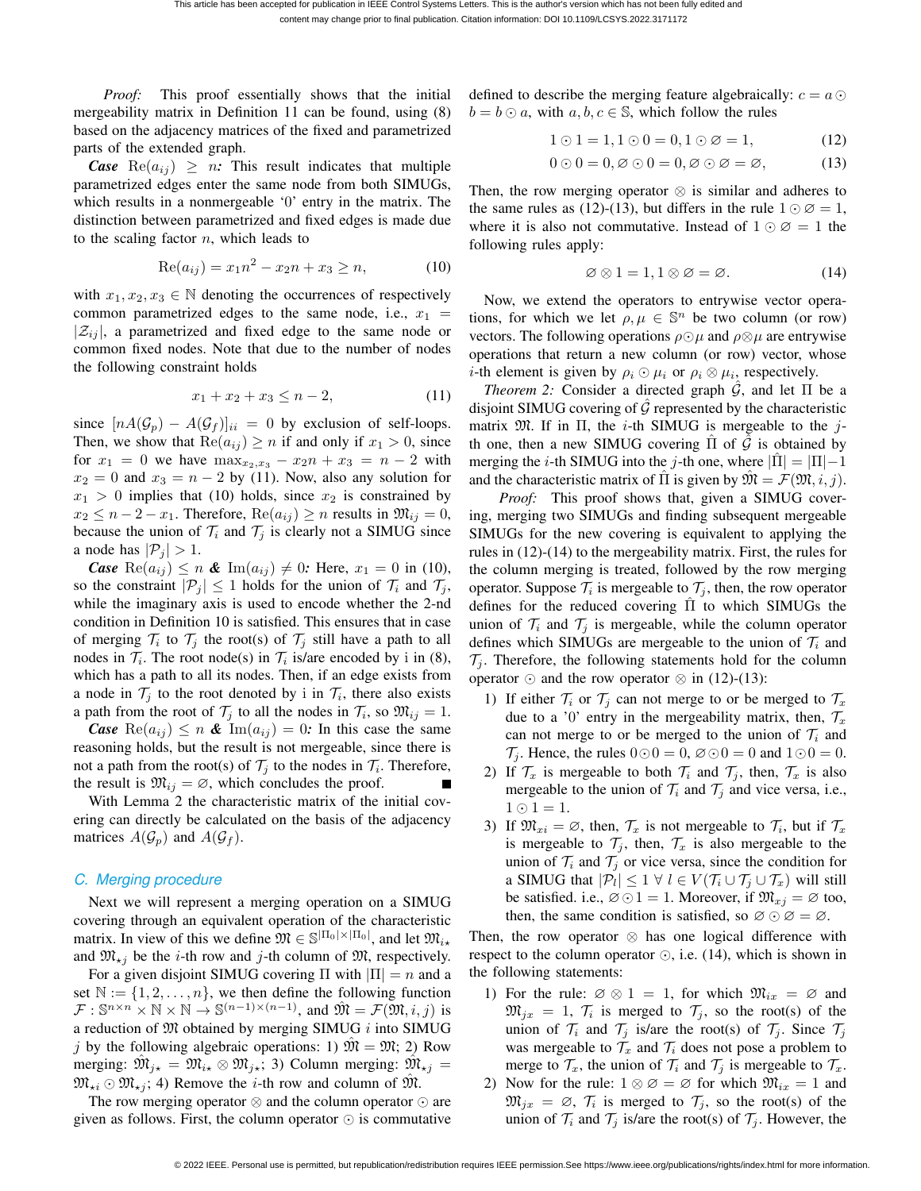*Proof:* This proof essentially shows that the initial mergeability matrix in Definition 11 can be found, using (8) based on the adjacency matrices of the fixed and parametrized parts of the extended graph.

***Case*** $\text{Re}(a_{ij}) \geq n$**:** This result indicates that multiple parametrized edges enter the same node from both SIMUGs, which results in a nonmergeable '0' entry in the matrix. The distinction between parametrized and fixed edges is made due to the scaling factor $n$, which leads to

$$\text{Re}(a_{ij}) = x_1 n^2 - x_2 n + x_3 \geq n, \tag{10}$$

with $x_1, x_2, x_3 \in \mathbb{N}$ denoting the occurrences of respectively common parametrized edges to the same node, i.e., $x_1 = |\mathcal{Z}_{ij}|$, a parametrized and fixed edge to the same node or common fixed nodes. Note that due to the number of nodes the following constraint holds

$$x_1 + x_2 + x_3 \leq n - 2, \tag{11}$$

since $[nA(\mathcal{G}_p) - A(\mathcal{G}_f)]_{ii} = 0$ by exclusion of self-loops. Then, we show that $\text{Re}(a_{ij}) \geq n$ if and only if $x_1 > 0$, since for $x_1 = 0$ we have $\max_{x_2, x_3} -x_2 n + x_3 = n - 2$ with $x_2 = 0$ and $x_3 = n - 2$ by (11). Now, also any solution for $x_1 > 0$ implies that (10) holds, since $x_2$ is constrained by $x_2 \leq n - 2 - x_1$. Therefore, $\text{Re}(a_{ij}) \geq n$ results in $\mathfrak{M}_{ij} = 0$, because the union of $\mathcal{T}_i$ and $\mathcal{T}_j$ is clearly not a SIMUG since a node has $|\mathcal{P}_j| > 1$.

***Case*** $\text{Re}(a_{ij}) \leq n$ **&** $\text{Im}(a_{ij}) \neq 0$**:** Here, $x_1 = 0$ in (10), so the constraint $|\mathcal{P}_j| \leq 1$ holds for the union of $\mathcal{T}_i$ and $\mathcal{T}_j$, while the imaginary axis is used to encode whether the 2-nd condition in Definition 10 is satisfied. This ensures that in case of merging $\mathcal{T}_i$ to $\mathcal{T}_j$ the root(s) of $\mathcal{T}_j$ still have a path to all nodes in $\mathcal{T}_i$. The root node(s) in $\mathcal{T}_i$ is/are encoded by i in (8), which has a path to all its nodes. Then, if an edge exists from a node in $\mathcal{T}_j$ to the root denoted by i in $\mathcal{T}_i$, there also exists a path from the root of $\mathcal{T}_j$ to all the nodes in $\mathcal{T}_i$, so $\mathfrak{M}_{ij} = 1$.

***Case*** $\text{Re}(a_{ij}) \leq n$ **&** $\text{Im}(a_{ij}) = 0$**:** In this case the same reasoning holds, but the result is not mergeable, since there is not a path from the root(s) of $\mathcal{T}_j$ to the nodes in $\mathcal{T}_i$. Therefore, the result is $\mathfrak{M}_{ij} = \varnothing$, which concludes the proof. ∎

With Lemma 2 the characteristic matrix of the initial covering can directly be calculated on the basis of the adjacency matrices $A(\mathcal{G}_p)$ and $A(\mathcal{G}_f)$.

### C. Merging procedure

Next we will represent a merging operation on a SIMUG covering through an equivalent operation of the characteristic matrix. In view of this we define $\mathfrak{M} \in \mathbb{S}^{|\Pi_0| \times |\Pi_0|}$, and let $\mathfrak{M}_{i\star}$ and $\mathfrak{M}_{\star j}$ be the $i$-th row and $j$-th column of $\mathfrak{M}$, respectively.

For a given disjoint SIMUG covering $\Pi$ with $|\Pi| = n$ and a set $\mathbb{N} := \{1, 2, \ldots, n\}$, we then define the following function $\mathcal{F} : \mathbb{S}^{n \times n} \times \mathbb{N} \times \mathbb{N} \to \mathbb{S}^{(n-1)\times(n-1)}$, and $\hat{\mathfrak{M}} = \mathcal{F}(\mathfrak{M}, i, j)$ is a reduction of $\mathfrak{M}$ obtained by merging SIMUG $i$ into SIMUG $j$ by the following algebraic operations: 1) $\hat{\mathfrak{M}} = \mathfrak{M}$; 2) Row merging: $\hat{\mathfrak{M}}_{j\star} = \mathfrak{M}_{i\star} \otimes \mathfrak{M}_{j\star}$; 3) Column merging: $\hat{\mathfrak{M}}_{\star j} = \mathfrak{M}_{\star i} \odot \mathfrak{M}_{\star j}$; 4) Remove the $i$-th row and column of $\hat{\mathfrak{M}}$.

The row merging operator $\otimes$ and the column operator $\odot$ are given as follows. First, the column operator $\odot$ is commutative defined to describe the merging feature algebraically: $c = a \odot b = b \odot a$, with $a, b, c \in \mathbb{S}$, which follow the rules

$$1 \odot 1 = 1, 1 \odot 0 = 0, 1 \odot \varnothing = 1, \tag{12}$$

$$0 \odot 0 = 0, \varnothing \odot 0 = 0, \varnothing \odot \varnothing = \varnothing, \tag{13}$$

Then, the row merging operator $\otimes$ is similar and adheres to the same rules as (12)-(13), but differs in the rule $1 \odot \varnothing = 1$, where it is also not commutative. Instead of $1 \odot \varnothing = 1$ the following rules apply:

$$\varnothing \otimes 1 = 1, 1 \otimes \varnothing = \varnothing. \tag{14}$$

Now, we extend the operators to entrywise vector operations, for which we let $\rho, \mu \in \mathbb{S}^n$ be two column (or row) vectors. The following operations $\rho \odot \mu$ and $\rho \otimes \mu$ are entrywise operations that return a new column (or row) vector, whose $i$-th element is given by $\rho_i \odot \mu_i$ or $\rho_i \otimes \mu_i$, respectively.

*Theorem 2:* Consider a directed graph $\hat{\mathcal{G}}$, and let $\Pi$ be a disjoint SIMUG covering of $\hat{\mathcal{G}}$ represented by the characteristic matrix $\mathfrak{M}$. If in $\Pi$, the $i$-th SIMUG is mergeable to the $j$-th one, then a new SIMUG covering $\hat{\Pi}$ of $\hat{\mathcal{G}}$ is obtained by merging the $i$-th SIMUG into the $j$-th one, where $|\hat{\Pi}| = |\Pi| - 1$ and the characteristic matrix of $\hat{\Pi}$ is given by $\hat{\mathfrak{M}} = \mathcal{F}(\mathfrak{M}, i, j)$.

*Proof:* This proof shows that, given a SIMUG covering, merging two SIMUGs and finding subsequent mergeable SIMUGs for the new covering is equivalent to applying the rules in (12)-(14) to the mergeability matrix. First, the rules for the column merging is treated, followed by the row merging operator. Suppose $\mathcal{T}_i$ is mergeable to $\mathcal{T}_j$, then, the row operator defines for the reduced covering $\hat{\Pi}$ to which SIMUGs the union of $\mathcal{T}_i$ and $\mathcal{T}_j$ is mergeable, while the column operator defines which SIMUGs are mergeable to the union of $\mathcal{T}_i$ and $\mathcal{T}_j$. Therefore, the following statements hold for the column operator $\odot$ and the row operator $\otimes$ in (12)-(13):

1) If either $\mathcal{T}_i$ or $\mathcal{T}_j$ can not merge to or be merged to $\mathcal{T}_x$ due to a '0' entry in the mergeability matrix, then, $\mathcal{T}_x$ can not merge to or be merged to the union of $\mathcal{T}_i$ and $\mathcal{T}_j$. Hence, the rules $0 \odot 0 = 0$, $\varnothing \odot 0 = 0$ and $1 \odot 0 = 0$.
2) If $\mathcal{T}_x$ is mergeable to both $\mathcal{T}_i$ and $\mathcal{T}_j$, then, $\mathcal{T}_x$ is also mergeable to the union of $\mathcal{T}_i$ and $\mathcal{T}_j$ and vice versa, i.e., $1 \odot 1 = 1$.
3) If $\mathfrak{M}_{xi} = \varnothing$, then, $\mathcal{T}_x$ is not mergeable to $\mathcal{T}_i$, but if $\mathcal{T}_x$ is mergeable to $\mathcal{T}_j$, then, $\mathcal{T}_x$ is also mergeable to the union of $\mathcal{T}_i$ and $\mathcal{T}_j$ or vice versa, since the condition for a SIMUG that $|\mathcal{P}_l| \leq 1 \ \forall \ l \in V(\mathcal{T}_i \cup \mathcal{T}_j \cup \mathcal{T}_x)$ will still be satisfied. i.e., $\varnothing \odot 1 = 1$. Moreover, if $\mathfrak{M}_{xj} = \varnothing$ too, then, the same condition is satisfied, so $\varnothing \odot \varnothing = \varnothing$.

Then, the row operator $\otimes$ has one logical difference with respect to the column operator $\odot$, i.e. (14), which is shown in the following statements:

1) For the rule: $\varnothing \otimes 1 = 1$, for which $\mathfrak{M}_{ix} = \varnothing$ and $\mathfrak{M}_{jx} = 1$, $\mathcal{T}_i$ is merged to $\mathcal{T}_j$, so the root(s) of the union of $\mathcal{T}_i$ and $\mathcal{T}_j$ is/are the root(s) of $\mathcal{T}_j$. Since $\mathcal{T}_j$ was mergeable to $\mathcal{T}_x$ and $\mathcal{T}_i$ does not pose a problem to merge to $\mathcal{T}_x$, the union of $\mathcal{T}_i$ and $\mathcal{T}_j$ is mergeable to $\mathcal{T}_x$.
2) Now for the rule: $1 \otimes \varnothing = \varnothing$ for which $\mathfrak{M}_{ix} = 1$ and $\mathfrak{M}_{jx} = \varnothing$, $\mathcal{T}_i$ is merged to $\mathcal{T}_j$, so the root(s) of the union of $\mathcal{T}_i$ and $\mathcal{T}_j$ is/are the root(s) of $\mathcal{T}_j$. However, the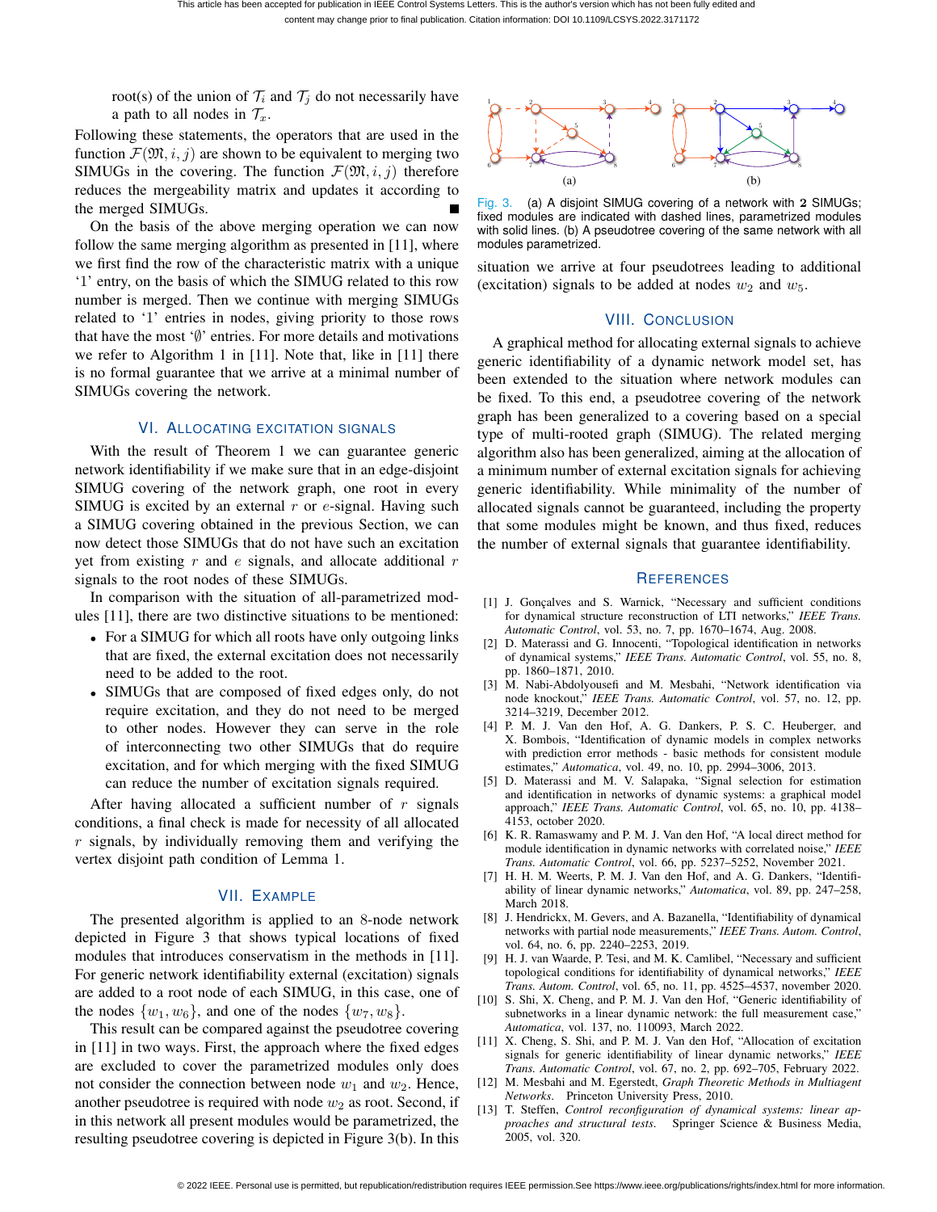root(s) of the union of $\mathcal{T}_i$ and $\mathcal{T}_j$ do not necessarily have a path to all nodes in $\mathcal{T}_x$.

Following these statements, the operators that are used in the function $\mathcal{F}(\mathfrak{M}, i, j)$ are shown to be equivalent to merging two SIMUGs in the covering. The function $\mathcal{F}(\mathfrak{M}, i, j)$ therefore reduces the mergeability matrix and updates it according to the merged SIMUGs. ∎

On the basis of the above merging operation we can now follow the same merging algorithm as presented in [11], where we first find the row of the characteristic matrix with a unique '1' entry, on the basis of which the SIMUG related to this row number is merged. Then we continue with merging SIMUGs related to '1' entries in nodes, giving priority to those rows that have the most '$\emptyset$' entries. For more details and motivations we refer to Algorithm 1 in [11]. Note that, like in [11] there is no formal guarantee that we arrive at a minimal number of SIMUGs covering the network.

## VI. Allocating Excitation Signals

With the result of Theorem 1 we can guarantee generic network identifiability if we make sure that in an edge-disjoint SIMUG covering of the network graph, one root in every SIMUG is excited by an external $r$ or $e$-signal. Having such a SIMUG covering obtained in the previous Section, we can now detect those SIMUGs that do not have such an excitation yet from existing $r$ and $e$ signals, and allocate additional $r$ signals to the root nodes of these SIMUGs.

In comparison with the situation of all-parametrized modules [11], there are two distinctive situations to be mentioned:

- For a SIMUG for which all roots have only outgoing links that are fixed, the external excitation does not necessarily need to be added to the root.
- SIMUGs that are composed of fixed edges only, do not require excitation, and they do not need to be merged to other nodes. However they can serve in the role of interconnecting two other SIMUGs that do require excitation, and for which merging with the fixed SIMUG can reduce the number of excitation signals required.

After having allocated a sufficient number of $r$ signals conditions, a final check is made for necessity of all allocated $r$ signals, by individually removing them and verifying the vertex disjoint path condition of Lemma 1.

## VII. Example

The presented algorithm is applied to an 8-node network depicted in Figure 3 that shows typical locations of fixed modules that introduces conservatism in the methods in [11]. For generic network identifiability external (excitation) signals are added to a root node of each SIMUG, in this case, one of the nodes $\{w_1, w_6\}$, and one of the nodes $\{w_7, w_8\}$.

This result can be compared against the pseudotree covering in [11] in two ways. First, the approach where the fixed edges are excluded to cover the parametrized modules only does not consider the connection between node $w_1$ and $w_2$. Hence, another pseudotree is required with node $w_2$ as root. Second, if in this network all present modules would be parametrized, the resulting pseudotree covering is depicted in Figure 3(b). In this situation we arrive at four pseudotrees leading to additional (excitation) signals to be added at nodes $w_2$ and $w_5$.

Fig. 3. (a) A disjoint SIMUG covering of a network with **2** SIMUGs; fixed modules are indicated with dashed lines, parametrized modules with solid lines. (b) A pseudotree covering of the same network with all modules parametrized.

## VIII. Conclusion

A graphical method for allocating external signals to achieve generic identifiability of a dynamic network model set, has been extended to the situation where network modules can be fixed. To this end, a pseudotree covering of the network graph has been generalized to a covering based on a special type of multi-rooted graph (SIMUG). The related merging algorithm also has been generalized, aiming at the allocation of a minimum number of external excitation signals for achieving generic identifiability. While minimality of the number of allocated signals cannot be guaranteed, including the property that some modules might be known, and thus fixed, reduces the number of external signals that guarantee identifiability.

## References

[1] J. Gonçalves and S. Warnick, "Necessary and sufficient conditions for dynamical structure reconstruction of LTI networks," *IEEE Trans. Automatic Control*, vol. 53, no. 7, pp. 1670–1674, Aug. 2008.

[2] D. Materassi and G. Innocenti, "Topological identification in networks of dynamical systems," *IEEE Trans. Automatic Control*, vol. 55, no. 8, pp. 1860–1871, 2010.

[3] M. Nabi-Abdolyousefi and M. Mesbahi, "Network identification via node knockout," *IEEE Trans. Automatic Control*, vol. 57, no. 12, pp. 3214–3219, December 2012.

[4] P. M. J. Van den Hof, A. G. Dankers, P. S. C. Heuberger, and X. Bombois, "Identification of dynamic models in complex networks with prediction error methods - basic methods for consistent module estimates," *Automatica*, vol. 49, no. 10, pp. 2994–3006, 2013.

[5] D. Materassi and M. V. Salapaka, "Signal selection for estimation and identification in networks of dynamic systems: a graphical model approach," *IEEE Trans. Automatic Control*, vol. 65, no. 10, pp. 4138–4153, october 2020.

[6] K. R. Ramaswamy and P. M. J. Van den Hof, "A local direct method for module identification in dynamic networks with correlated noise," *IEEE Trans. Automatic Control*, vol. 66, pp. 5237–5252, November 2021.

[7] H. H. M. Weerts, P. M. J. Van den Hof, and A. G. Dankers, "Identifiability of linear dynamic networks," *Automatica*, vol. 89, pp. 247–258, March 2018.

[8] J. Hendrickx, M. Gevers, and A. Bazanella, "Identifiability of dynamical networks with partial node measurements," *IEEE Trans. Autom. Control*, vol. 64, no. 6, pp. 2240–2253, 2019.

[9] H. J. van Waarde, P. Tesi, and M. K. Camlibel, "Necessary and sufficient topological conditions for identifiability of dynamical networks," *IEEE Trans. Autom. Control*, vol. 65, no. 11, pp. 4525–4537, november 2020.

[10] S. Shi, X. Cheng, and P. M. J. Van den Hof, "Generic identifiability of subnetworks in a linear dynamic network: the full measurement case," *Automatica*, vol. 137, no. 110093, March 2022.

[11] X. Cheng, S. Shi, and P. M. J. Van den Hof, "Allocation of excitation signals for generic identifiability of linear dynamic networks," *IEEE Trans. Automatic Control*, vol. 67, no. 2, pp. 692–705, February 2022.

[12] M. Mesbahi and M. Egerstedt, *Graph Theoretic Methods in Multiagent Networks*. Princeton University Press, 2010.

[13] T. Steffen, *Control reconfiguration of dynamical systems: linear approaches and structural tests*. Springer Science & Business Media, 2005, vol. 320.